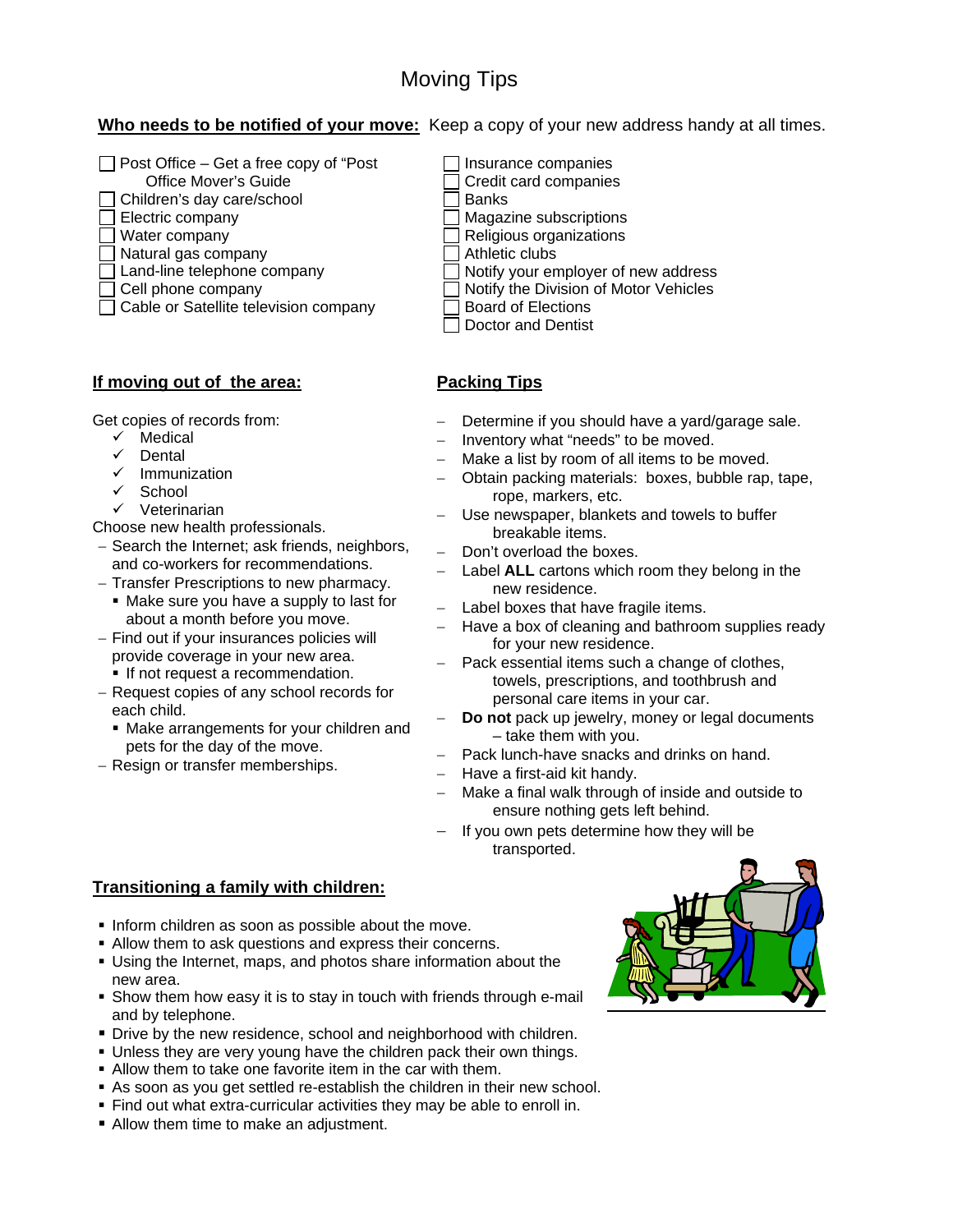# Moving Tips

**Who needs to be notified of your move:** Keep a copy of your new address handy at all times.

- [ ] Post Office – Get a free copy of "Post Office Mover's Guide
- [ ] Children's day care/school
- [ ] Electric company
- [ ] Water company
- [ ] Natural gas company
- [ ] Land-line telephone company
- [ ] Cell phone company
- [ ] Cable or Satellite television company
- [ ] Insurance companies
- [ ] Credit card companies
- [ ] Banks
- [ ] Magazine subscriptions
- [ ] Religious organizations
- [ ] Athletic clubs
- [ ] Notify your employer of new address
- [ ] Notify the Division of Motor Vehicles
- [ ] Board of Elections
- [ ] Doctor and Dentist

## If moving out of the area:

Get copies of records from:

- ✓ Medical
- ✓ Dental
- ✓ Immunization
- ✓ School
- ✓ Veterinarian

Choose new health professionals.

- Search the Internet; ask friends, neighbors, and co-workers for recommendations.
- Transfer Prescriptions to new pharmacy.
  - Make sure you have a supply to last for about a month before you move.
- Find out if your insurances policies will provide coverage in your new area.
  - If not request a recommendation.
- Request copies of any school records for each child.
  - Make arrangements for your children and pets for the day of the move.
- Resign or transfer memberships.

## Packing Tips

- Determine if you should have a yard/garage sale.
- Inventory what "needs" to be moved.
- Make a list by room of all items to be moved.
- Obtain packing materials: boxes, bubble rap, tape, rope, markers, etc.
- Use newspaper, blankets and towels to buffer breakable items.
- Don't overload the boxes.
- Label **ALL** cartons which room they belong in the new residence.
- Label boxes that have fragile items.
- Have a box of cleaning and bathroom supplies ready for your new residence.
- Pack essential items such a change of clothes, towels, prescriptions, and toothbrush and personal care items in your car.
- **Do not** pack up jewelry, money or legal documents – take them with you.
- Pack lunch-have snacks and drinks on hand.
- Have a first-aid kit handy.
- Make a final walk through of inside and outside to ensure nothing gets left behind.
- If you own pets determine how they will be transported.

## Transitioning a family with children:

- Inform children as soon as possible about the move.
- Allow them to ask questions and express their concerns.
- Using the Internet, maps, and photos share information about the new area.
- Show them how easy it is to stay in touch with friends through e-mail and by telephone.
- Drive by the new residence, school and neighborhood with children.
- Unless they are very young have the children pack their own things.
- Allow them to take one favorite item in the car with them.
- As soon as you get settled re-establish the children in their new school.
- Find out what extra-curricular activities they may be able to enroll in.
- Allow them time to make an adjustment.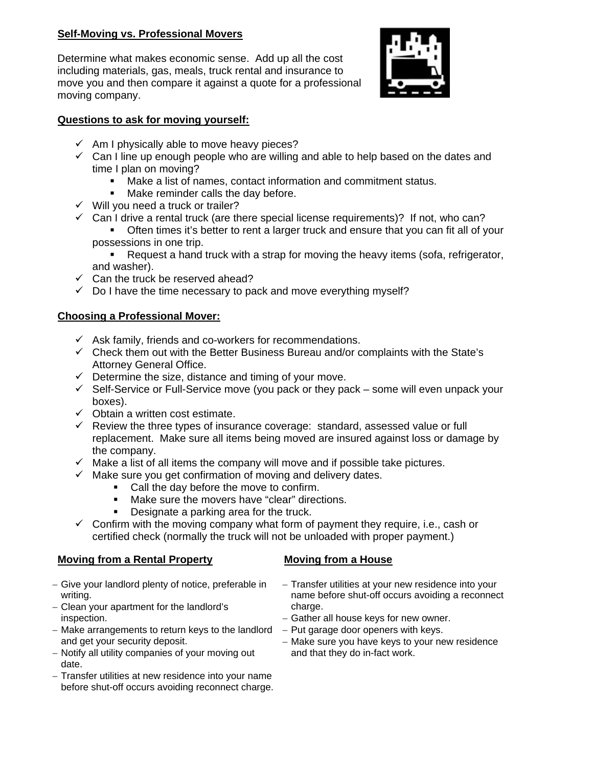**Self-Moving vs. Professional Movers**

Determine what makes economic sense. Add up all the cost including materials, gas, meals, truck rental and insurance to move you and then compare it against a quote for a professional moving company.

**Questions to ask for moving yourself:**

- ✓ Am I physically able to move heavy pieces?
- ✓ Can I line up enough people who are willing and able to help based on the dates and time I plan on moving?
  - Make a list of names, contact information and commitment status.
  - Make reminder calls the day before.
- ✓ Will you need a truck or trailer?
- ✓ Can I drive a rental truck (are there special license requirements)? If not, who can?
  - Often times it's better to rent a larger truck and ensure that you can fit all of your possessions in one trip.
  - Request a hand truck with a strap for moving the heavy items (sofa, refrigerator, and washer).
- ✓ Can the truck be reserved ahead?
- ✓ Do I have the time necessary to pack and move everything myself?

**Choosing a Professional Mover:**

- ✓ Ask family, friends and co-workers for recommendations.
- ✓ Check them out with the Better Business Bureau and/or complaints with the State's Attorney General Office.
- ✓ Determine the size, distance and timing of your move.
- ✓ Self-Service or Full-Service move (you pack or they pack – some will even unpack your boxes).
- ✓ Obtain a written cost estimate.
- ✓ Review the three types of insurance coverage: standard, assessed value or full replacement. Make sure all items being moved are insured against loss or damage by the company.
- ✓ Make a list of all items the company will move and if possible take pictures.
- ✓ Make sure you get confirmation of moving and delivery dates.
  - Call the day before the move to confirm.
  - Make sure the movers have "clear" directions.
  - Designate a parking area for the truck.
- ✓ Confirm with the moving company what form of payment they require, i.e., cash or certified check (normally the truck will not be unloaded with proper payment.)

**Moving from a Rental Property**

- Give your landlord plenty of notice, preferable in writing.
- Clean your apartment for the landlord's inspection.
- Make arrangements to return keys to the landlord and get your security deposit.
- Notify all utility companies of your moving out date.
- Transfer utilities at new residence into your name before shut-off occurs avoiding reconnect charge.

**Moving from a House**

- Transfer utilities at your new residence into your name before shut-off occurs avoiding a reconnect charge.
- Gather all house keys for new owner.
- Put garage door openers with keys.
- Make sure you have keys to your new residence and that they do in-fact work.